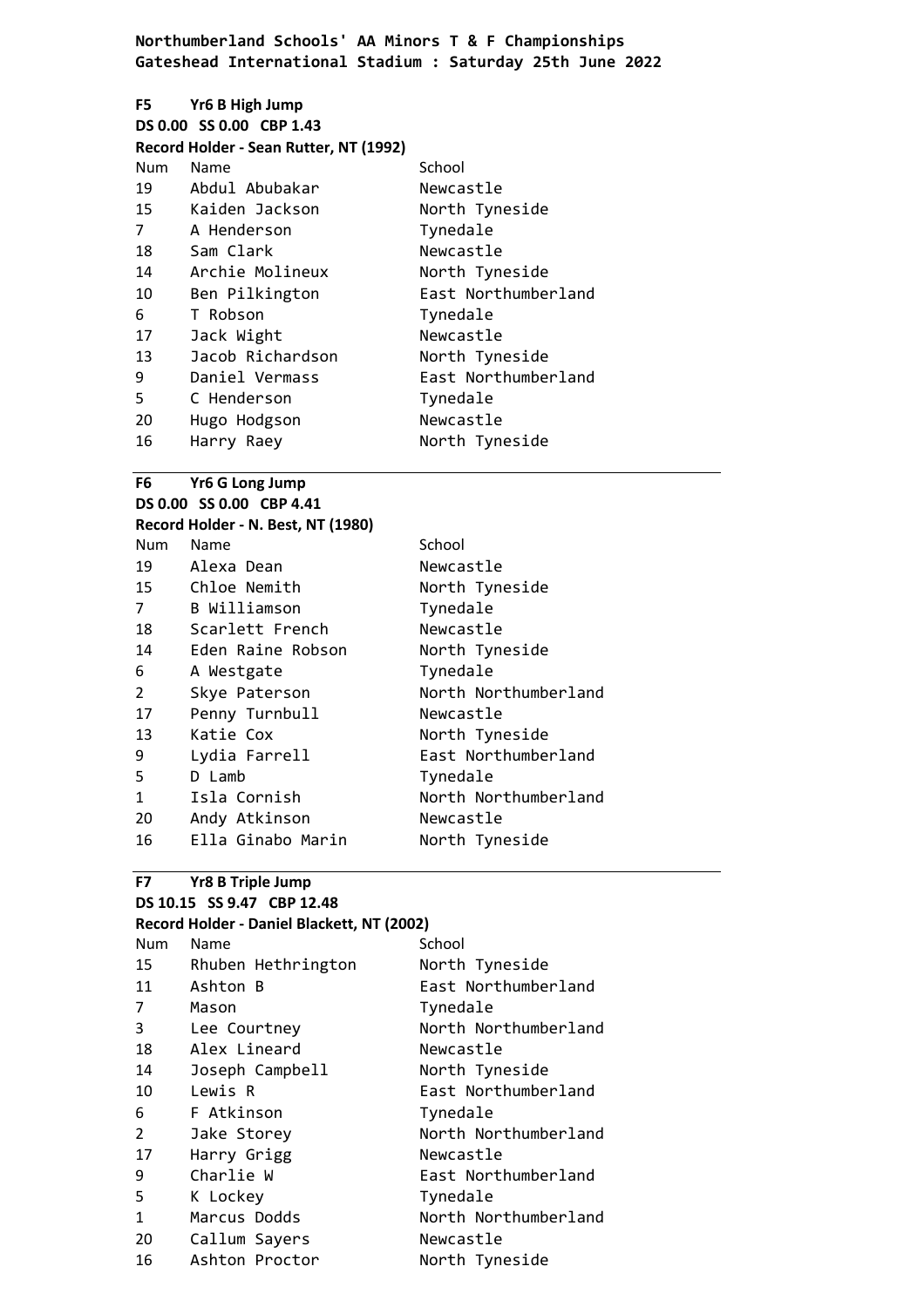**Northumberland Schools' AA Minors T & F Championships**
**Gateshead International Stadium : Saturday 25th June 2022**

## F5 Yr6 B High Jump

**DS 0.00 SS 0.00 CBP 1.43**

**Record Holder - Sean Rutter, NT (1992)**

| Num | Name | School |
|---|---|---|
| 19 | Abdul Abubakar | Newcastle |
| 15 | Kaiden Jackson | North Tyneside |
| 7 | A Henderson | Tynedale |
| 18 | Sam Clark | Newcastle |
| 14 | Archie Molineux | North Tyneside |
| 10 | Ben Pilkington | East Northumberland |
| 6 | T Robson | Tynedale |
| 17 | Jack Wight | Newcastle |
| 13 | Jacob Richardson | North Tyneside |
| 9 | Daniel Vermass | East Northumberland |
| 5 | C Henderson | Tynedale |
| 20 | Hugo Hodgson | Newcastle |
| 16 | Harry Raey | North Tyneside |

## F6 Yr6 G Long Jump

**DS 0.00 SS 0.00 CBP 4.41**

**Record Holder - N. Best, NT (1980)**

| Num | Name | School |
|---|---|---|
| 19 | Alexa Dean | Newcastle |
| 15 | Chloe Nemith | North Tyneside |
| 7 | B Williamson | Tynedale |
| 18 | Scarlett French | Newcastle |
| 14 | Eden Raine Robson | North Tyneside |
| 6 | A Westgate | Tynedale |
| 2 | Skye Paterson | North Northumberland |
| 17 | Penny Turnbull | Newcastle |
| 13 | Katie Cox | North Tyneside |
| 9 | Lydia Farrell | East Northumberland |
| 5 | D Lamb | Tynedale |
| 1 | Isla Cornish | North Northumberland |
| 20 | Andy Atkinson | Newcastle |
| 16 | Ella Ginabo Marin | North Tyneside |

## F7 Yr8 B Triple Jump

**DS 10.15 SS 9.47 CBP 12.48**

**Record Holder - Daniel Blackett, NT (2002)**

| Num | Name | School |
|---|---|---|
| 15 | Rhuben Hethrington | North Tyneside |
| 11 | Ashton B | East Northumberland |
| 7 | Mason | Tynedale |
| 3 | Lee Courtney | North Northumberland |
| 18 | Alex Lineard | Newcastle |
| 14 | Joseph Campbell | North Tyneside |
| 10 | Lewis R | East Northumberland |
| 6 | F Atkinson | Tynedale |
| 2 | Jake Storey | North Northumberland |
| 17 | Harry Grigg | Newcastle |
| 9 | Charlie W | East Northumberland |
| 5 | K Lockey | Tynedale |
| 1 | Marcus Dodds | North Northumberland |
| 20 | Callum Sayers | Newcastle |
| 16 | Ashton Proctor | North Tyneside |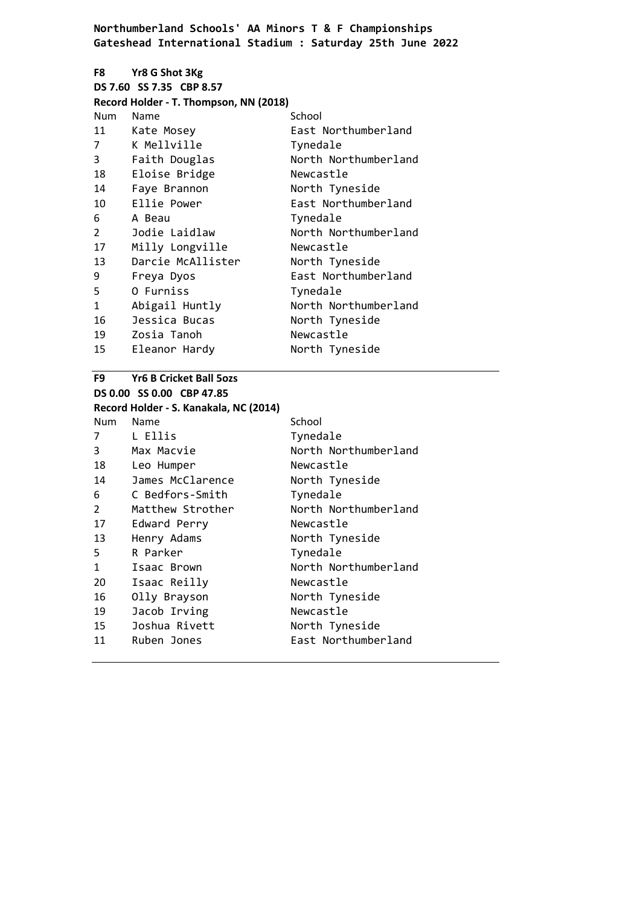**Northumberland Schools' AA Minors T & F Championships**
**Gateshead International Stadium : Saturday 25th June 2022**

### F8 Yr8 G Shot 3Kg

**DS 7.60 SS 7.35 CBP 8.57**

**Record Holder - T. Thompson, NN (2018)**

| Num | Name | School |
|---|---|---|
| 11 | Kate Mosey | East Northumberland |
| 7 | K Mellville | Tynedale |
| 3 | Faith Douglas | North Northumberland |
| 18 | Eloise Bridge | Newcastle |
| 14 | Faye Brannon | North Tyneside |
| 10 | Ellie Power | East Northumberland |
| 6 | A Beau | Tynedale |
| 2 | Jodie Laidlaw | North Northumberland |
| 17 | Milly Longville | Newcastle |
| 13 | Darcie McAllister | North Tyneside |
| 9 | Freya Dyos | East Northumberland |
| 5 | O Furniss | Tynedale |
| 1 | Abigail Huntly | North Northumberland |
| 16 | Jessica Bucas | North Tyneside |
| 19 | Zosia Tanoh | Newcastle |
| 15 | Eleanor Hardy | North Tyneside |

### F9 Yr6 B Cricket Ball 5ozs

**DS 0.00 SS 0.00 CBP 47.85**

**Record Holder - S. Kanakala, NC (2014)**

| Num | Name | School |
|---|---|---|
| 7 | L Ellis | Tynedale |
| 3 | Max Macvie | North Northumberland |
| 18 | Leo Humper | Newcastle |
| 14 | James McClarence | North Tyneside |
| 6 | C Bedfors-Smith | Tynedale |
| 2 | Matthew Strother | North Northumberland |
| 17 | Edward Perry | Newcastle |
| 13 | Henry Adams | North Tyneside |
| 5 | R Parker | Tynedale |
| 1 | Isaac Brown | North Northumberland |
| 20 | Isaac Reilly | Newcastle |
| 16 | Olly Brayson | North Tyneside |
| 19 | Jacob Irving | Newcastle |
| 15 | Joshua Rivett | North Tyneside |
| 11 | Ruben Jones | East Northumberland |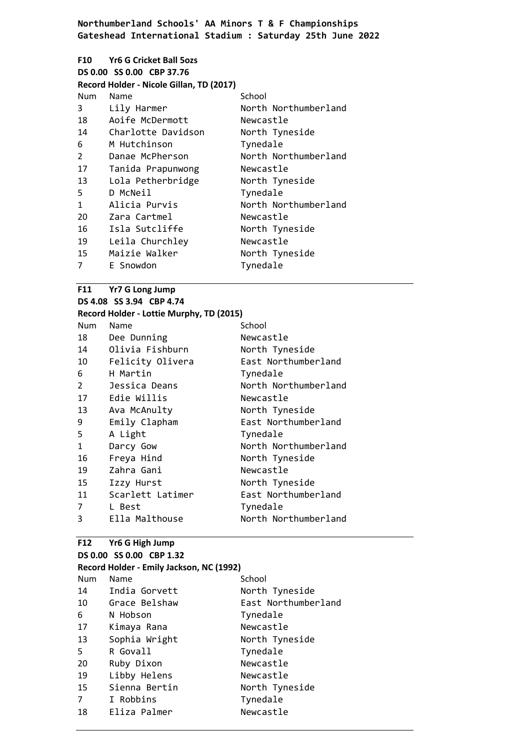**Northumberland Schools' AA Minors T & F Championships**
**Gateshead International Stadium : Saturday 25th June 2022**

**F10 Yr6 G Cricket Ball 5ozs**
**DS 0.00 SS 0.00 CBP 37.76**
**Record Holder - Nicole Gillan, TD (2017)**

| Num | Name | School |
|---|---|---|
| 3 | Lily Harmer | North Northumberland |
| 18 | Aoife McDermott | Newcastle |
| 14 | Charlotte Davidson | North Tyneside |
| 6 | M Hutchinson | Tynedale |
| 2 | Danae McPherson | North Northumberland |
| 17 | Tanida Prapunwong | Newcastle |
| 13 | Lola Petherbridge | North Tyneside |
| 5 | D McNeil | Tynedale |
| 1 | Alicia Purvis | North Northumberland |
| 20 | Zara Cartmel | Newcastle |
| 16 | Isla Sutcliffe | North Tyneside |
| 19 | Leila Churchley | Newcastle |
| 15 | Maizie Walker | North Tyneside |
| 7 | E Snowdon | Tynedale |

**F11 Yr7 G Long Jump**
**DS 4.08 SS 3.94 CBP 4.74**
**Record Holder - Lottie Murphy, TD (2015)**

| Num | Name | School |
|---|---|---|
| 18 | Dee Dunning | Newcastle |
| 14 | Olivia Fishburn | North Tyneside |
| 10 | Felicity Olivera | East Northumberland |
| 6 | H Martin | Tynedale |
| 2 | Jessica Deans | North Northumberland |
| 17 | Edie Willis | Newcastle |
| 13 | Ava McAnulty | North Tyneside |
| 9 | Emily Clapham | East Northumberland |
| 5 | A Light | Tynedale |
| 1 | Darcy Gow | North Northumberland |
| 16 | Freya Hind | North Tyneside |
| 19 | Zahra Gani | Newcastle |
| 15 | Izzy Hurst | North Tyneside |
| 11 | Scarlett Latimer | East Northumberland |
| 7 | L Best | Tynedale |
| 3 | Ella Malthouse | North Northumberland |

**F12 Yr6 G High Jump**
**DS 0.00 SS 0.00 CBP 1.32**
**Record Holder - Emily Jackson, NC (1992)**

| Num | Name | School |
|---|---|---|
| 14 | India Gorvett | North Tyneside |
| 10 | Grace Belshaw | East Northumberland |
| 6 | N Hobson | Tynedale |
| 17 | Kimaya Rana | Newcastle |
| 13 | Sophia Wright | North Tyneside |
| 5 | R Govall | Tynedale |
| 20 | Ruby Dixon | Newcastle |
| 19 | Libby Helens | Newcastle |
| 15 | Sienna Bertin | North Tyneside |
| 7 | I Robbins | Tynedale |
| 18 | Eliza Palmer | Newcastle |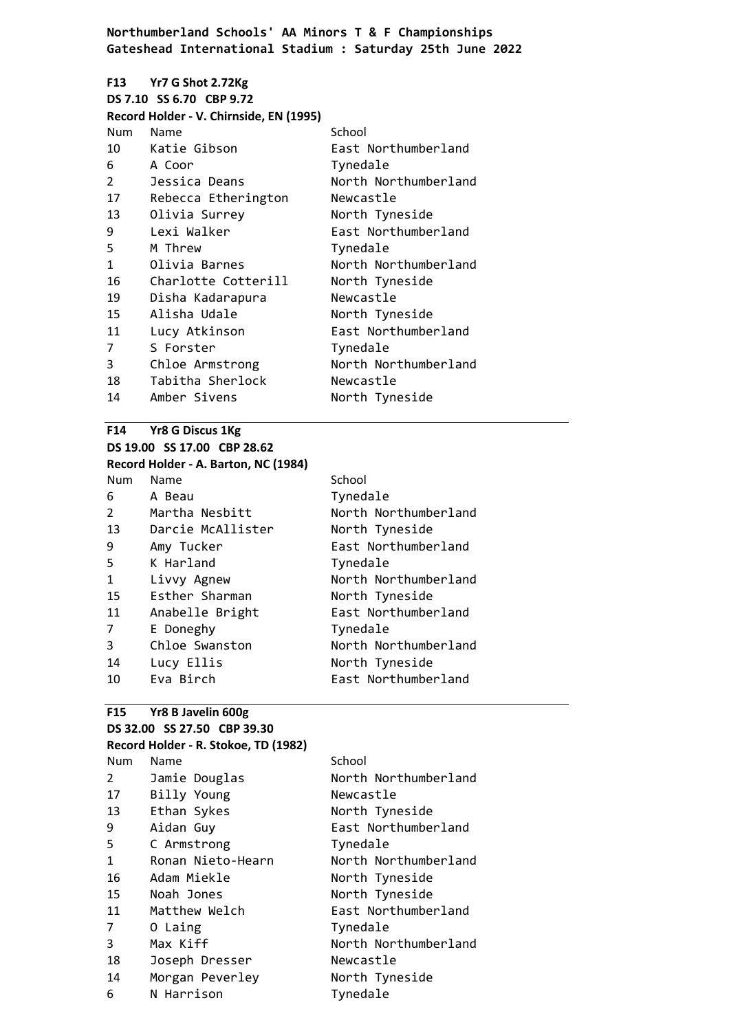**Northumberland Schools' AA Minors T & F Championships**
**Gateshead International Stadium : Saturday 25th June 2022**

**F13 Yr7 G Shot 2.72Kg**
**DS 7.10 SS 6.70 CBP 9.72**
**Record Holder - V. Chirnside, EN (1995)**

| Num | Name | School |
|---|---|---|
| 10 | Katie Gibson | East Northumberland |
| 6 | A Coor | Tynedale |
| 2 | Jessica Deans | North Northumberland |
| 17 | Rebecca Etherington | Newcastle |
| 13 | Olivia Surrey | North Tyneside |
| 9 | Lexi Walker | East Northumberland |
| 5 | M Threw | Tynedale |
| 1 | Olivia Barnes | North Northumberland |
| 16 | Charlotte Cotterill | North Tyneside |
| 19 | Disha Kadarapura | Newcastle |
| 15 | Alisha Udale | North Tyneside |
| 11 | Lucy Atkinson | East Northumberland |
| 7 | S Forster | Tynedale |
| 3 | Chloe Armstrong | North Northumberland |
| 18 | Tabitha Sherlock | Newcastle |
| 14 | Amber Sivens | North Tyneside |

**F14 Yr8 G Discus 1Kg**
**DS 19.00 SS 17.00 CBP 28.62**
**Record Holder - A. Barton, NC (1984)**

| Num | Name | School |
|---|---|---|
| 6 | A Beau | Tynedale |
| 2 | Martha Nesbitt | North Northumberland |
| 13 | Darcie McAllister | North Tyneside |
| 9 | Amy Tucker | East Northumberland |
| 5 | K Harland | Tynedale |
| 1 | Livvy Agnew | North Northumberland |
| 15 | Esther Sharman | North Tyneside |
| 11 | Anabelle Bright | East Northumberland |
| 7 | E Doneghy | Tynedale |
| 3 | Chloe Swanston | North Northumberland |
| 14 | Lucy Ellis | North Tyneside |
| 10 | Eva Birch | East Northumberland |

**F15 Yr8 B Javelin 600g**
**DS 32.00 SS 27.50 CBP 39.30**
**Record Holder - R. Stokoe, TD (1982)**

| Num | Name | School |
|---|---|---|
| 2 | Jamie Douglas | North Northumberland |
| 17 | Billy Young | Newcastle |
| 13 | Ethan Sykes | North Tyneside |
| 9 | Aidan Guy | East Northumberland |
| 5 | C Armstrong | Tynedale |
| 1 | Ronan Nieto-Hearn | North Northumberland |
| 16 | Adam Miekle | North Tyneside |
| 15 | Noah Jones | North Tyneside |
| 11 | Matthew Welch | East Northumberland |
| 7 | O Laing | Tynedale |
| 3 | Max Kiff | North Northumberland |
| 18 | Joseph Dresser | Newcastle |
| 14 | Morgan Peverley | North Tyneside |
| 6 | N Harrison | Tynedale |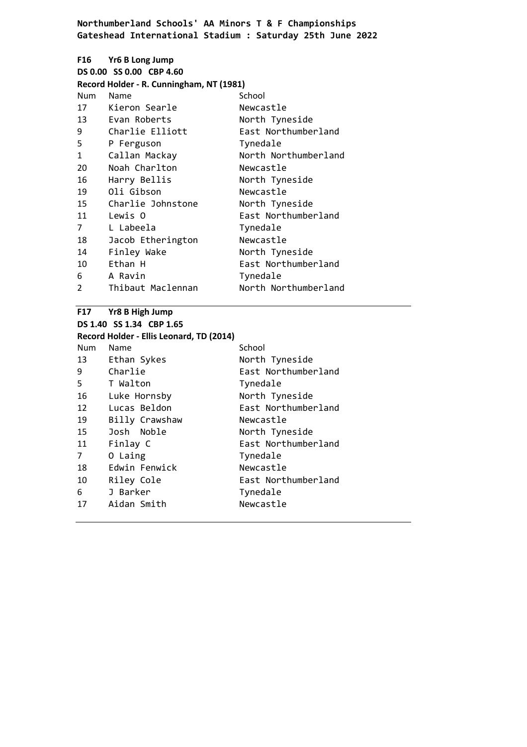**Northumberland Schools' AA Minors T & F Championships**
**Gateshead International Stadium : Saturday 25th June 2022**

**F16 Yr6 B Long Jump**
**DS 0.00 SS 0.00 CBP 4.60**
**Record Holder - R. Cunningham, NT (1981)**

| Num | Name | School |
|---|---|---|
| 17 | Kieron Searle | Newcastle |
| 13 | Evan Roberts | North Tyneside |
| 9 | Charlie Elliott | East Northumberland |
| 5 | P Ferguson | Tynedale |
| 1 | Callan Mackay | North Northumberland |
| 20 | Noah Charlton | Newcastle |
| 16 | Harry Bellis | North Tyneside |
| 19 | Oli Gibson | Newcastle |
| 15 | Charlie Johnstone | North Tyneside |
| 11 | Lewis O | East Northumberland |
| 7 | L Labeela | Tynedale |
| 18 | Jacob Etherington | Newcastle |
| 14 | Finley Wake | North Tyneside |
| 10 | Ethan H | East Northumberland |
| 6 | A Ravin | Tynedale |
| 2 | Thibaut Maclennan | North Northumberland |

**F17 Yr8 B High Jump**
**DS 1.40 SS 1.34 CBP 1.65**
**Record Holder - Ellis Leonard, TD (2014)**

| Num | Name | School |
|---|---|---|
| 13 | Ethan Sykes | North Tyneside |
| 9 | Charlie | East Northumberland |
| 5 | T Walton | Tynedale |
| 16 | Luke Hornsby | North Tyneside |
| 12 | Lucas Beldon | East Northumberland |
| 19 | Billy Crawshaw | Newcastle |
| 15 | Josh Noble | North Tyneside |
| 11 | Finlay C | East Northumberland |
| 7 | O Laing | Tynedale |
| 18 | Edwin Fenwick | Newcastle |
| 10 | Riley Cole | East Northumberland |
| 6 | J Barker | Tynedale |
| 17 | Aidan Smith | Newcastle |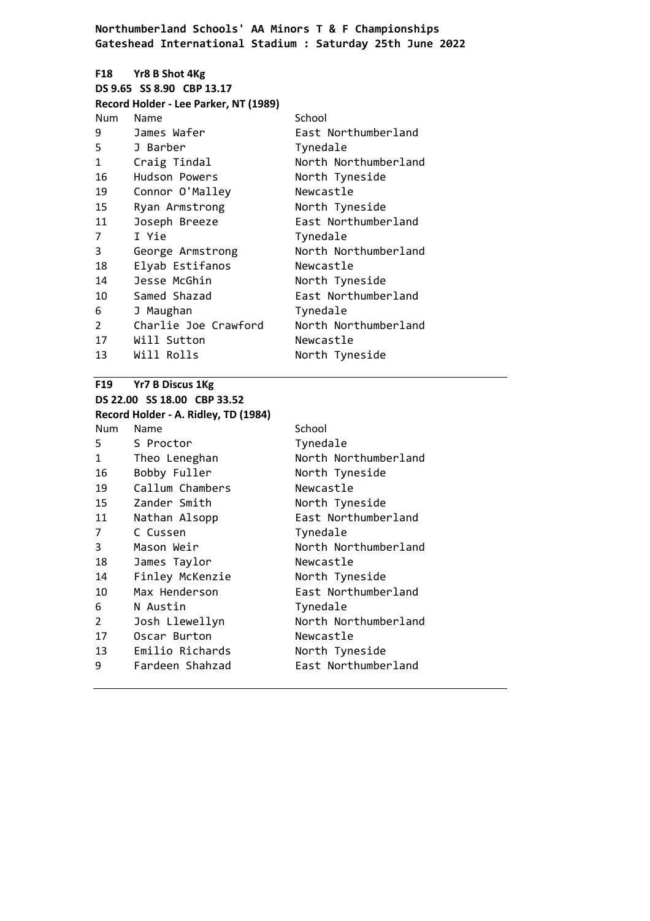**Northumberland Schools' AA Minors T & F Championships**
**Gateshead International Stadium : Saturday 25th June 2022**

**F18 Yr8 B Shot 4Kg**
**DS 9.65 SS 8.90 CBP 13.17**
**Record Holder - Lee Parker, NT (1989)**

| Num | Name | School |
|---|---|---|
| 9 | James Wafer | East Northumberland |
| 5 | J Barber | Tynedale |
| 1 | Craig Tindal | North Northumberland |
| 16 | Hudson Powers | North Tyneside |
| 19 | Connor O'Malley | Newcastle |
| 15 | Ryan Armstrong | North Tyneside |
| 11 | Joseph Breeze | East Northumberland |
| 7 | I Yie | Tynedale |
| 3 | George Armstrong | North Northumberland |
| 18 | Elyab Estifanos | Newcastle |
| 14 | Jesse McGhin | North Tyneside |
| 10 | Samed Shazad | East Northumberland |
| 6 | J Maughan | Tynedale |
| 2 | Charlie Joe Crawford | North Northumberland |
| 17 | Will Sutton | Newcastle |
| 13 | Will Rolls | North Tyneside |

**F19 Yr7 B Discus 1Kg**
**DS 22.00 SS 18.00 CBP 33.52**
**Record Holder - A. Ridley, TD (1984)**

| Num | Name | School |
|---|---|---|
| 5 | S Proctor | Tynedale |
| 1 | Theo Leneghan | North Northumberland |
| 16 | Bobby Fuller | North Tyneside |
| 19 | Callum Chambers | Newcastle |
| 15 | Zander Smith | North Tyneside |
| 11 | Nathan Alsopp | East Northumberland |
| 7 | C Cussen | Tynedale |
| 3 | Mason Weir | North Northumberland |
| 18 | James Taylor | Newcastle |
| 14 | Finley McKenzie | North Tyneside |
| 10 | Max Henderson | East Northumberland |
| 6 | N Austin | Tynedale |
| 2 | Josh Llewellyn | North Northumberland |
| 17 | Oscar Burton | Newcastle |
| 13 | Emilio Richards | North Tyneside |
| 9 | Fardeen Shahzad | East Northumberland |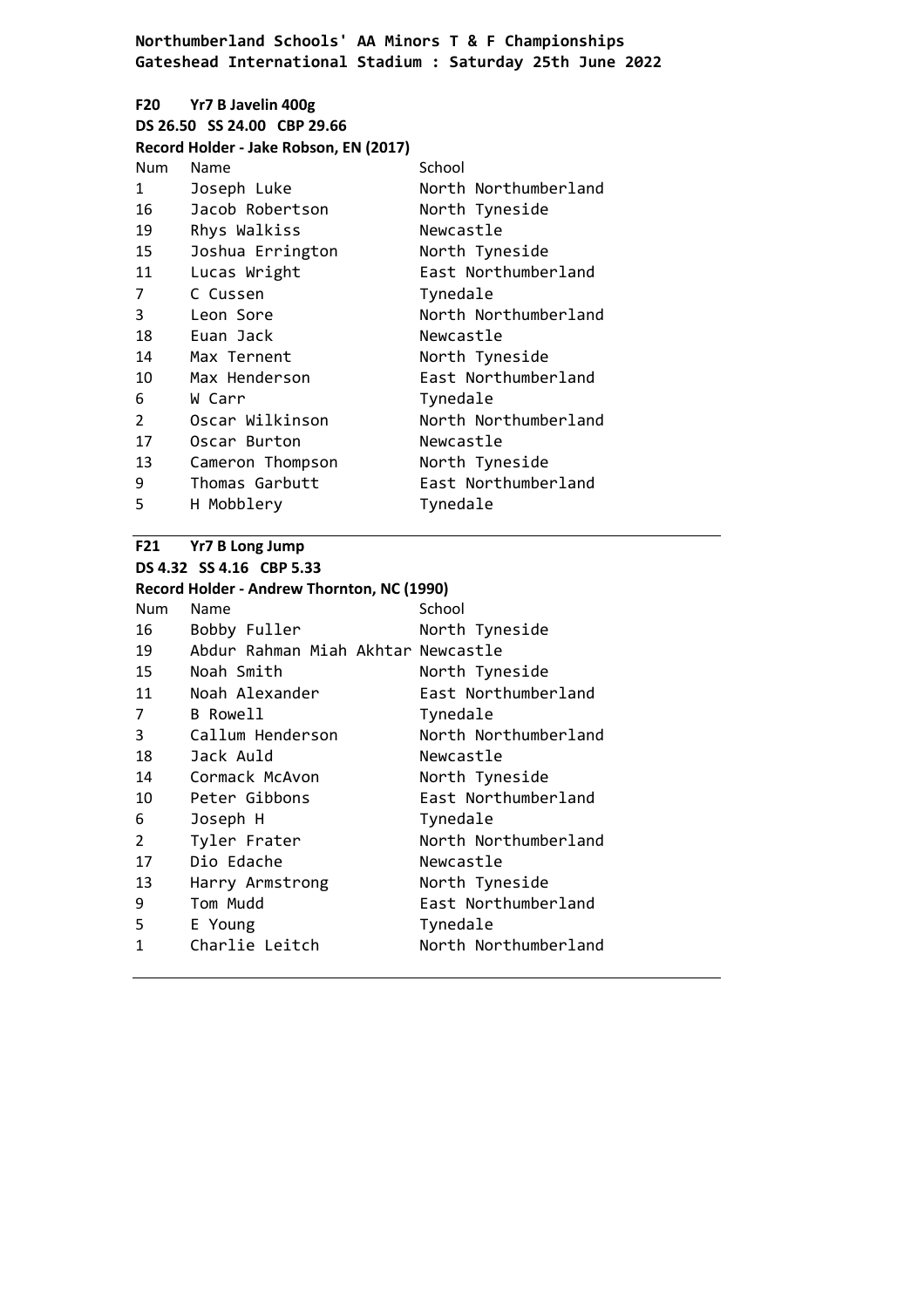**Northumberland Schools' AA Minors T & F Championships**
**Gateshead International Stadium : Saturday 25th June 2022**

**F20 Yr7 B Javelin 400g**
**DS 26.50 SS 24.00 CBP 29.66**
**Record Holder - Jake Robson, EN (2017)**

| Num | Name | School |
|---|---|---|
| 1 | Joseph Luke | North Northumberland |
| 16 | Jacob Robertson | North Tyneside |
| 19 | Rhys Walkiss | Newcastle |
| 15 | Joshua Errington | North Tyneside |
| 11 | Lucas Wright | East Northumberland |
| 7 | C Cussen | Tynedale |
| 3 | Leon Sore | North Northumberland |
| 18 | Euan Jack | Newcastle |
| 14 | Max Ternent | North Tyneside |
| 10 | Max Henderson | East Northumberland |
| 6 | W Carr | Tynedale |
| 2 | Oscar Wilkinson | North Northumberland |
| 17 | Oscar Burton | Newcastle |
| 13 | Cameron Thompson | North Tyneside |
| 9 | Thomas Garbutt | East Northumberland |
| 5 | H Mobblery | Tynedale |

**F21 Yr7 B Long Jump**
**DS 4.32 SS 4.16 CBP 5.33**
**Record Holder - Andrew Thornton, NC (1990)**

| Num | Name | School |
|---|---|---|
| 16 | Bobby Fuller | North Tyneside |
| 19 | Abdur Rahman Miah Akhtar | Newcastle |
| 15 | Noah Smith | North Tyneside |
| 11 | Noah Alexander | East Northumberland |
| 7 | B Rowell | Tynedale |
| 3 | Callum Henderson | North Northumberland |
| 18 | Jack Auld | Newcastle |
| 14 | Cormack McAvon | North Tyneside |
| 10 | Peter Gibbons | East Northumberland |
| 6 | Joseph H | Tynedale |
| 2 | Tyler Frater | North Northumberland |
| 17 | Dio Edache | Newcastle |
| 13 | Harry Armstrong | North Tyneside |
| 9 | Tom Mudd | East Northumberland |
| 5 | E Young | Tynedale |
| 1 | Charlie Leitch | North Northumberland |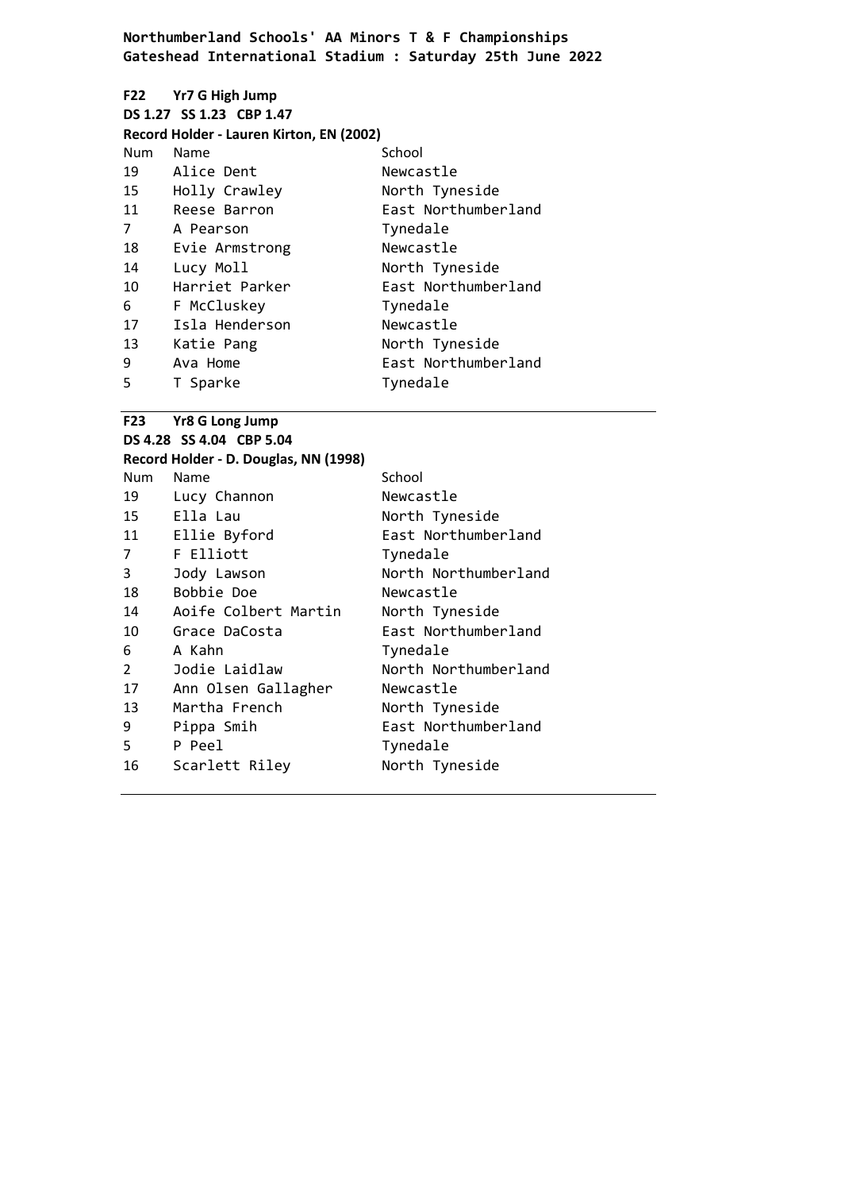**Northumberland Schools' AA Minors T & F Championships**
**Gateshead International Stadium : Saturday 25th June 2022**

### F22 Yr7 G High Jump

**DS 1.27 SS 1.23 CBP 1.47**

**Record Holder - Lauren Kirton, EN (2002)**

| Num | Name | School |
|---|---|---|
| 19 | Alice Dent | Newcastle |
| 15 | Holly Crawley | North Tyneside |
| 11 | Reese Barron | East Northumberland |
| 7 | A Pearson | Tynedale |
| 18 | Evie Armstrong | Newcastle |
| 14 | Lucy Moll | North Tyneside |
| 10 | Harriet Parker | East Northumberland |
| 6 | F McCluskey | Tynedale |
| 17 | Isla Henderson | Newcastle |
| 13 | Katie Pang | North Tyneside |
| 9 | Ava Home | East Northumberland |
| 5 | T Sparke | Tynedale |

### F23 Yr8 G Long Jump

**DS 4.28 SS 4.04 CBP 5.04**

**Record Holder - D. Douglas, NN (1998)**

| Num | Name | School |
|---|---|---|
| 19 | Lucy Channon | Newcastle |
| 15 | Ella Lau | North Tyneside |
| 11 | Ellie Byford | East Northumberland |
| 7 | F Elliott | Tynedale |
| 3 | Jody Lawson | North Northumberland |
| 18 | Bobbie Doe | Newcastle |
| 14 | Aoife Colbert Martin | North Tyneside |
| 10 | Grace DaCosta | East Northumberland |
| 6 | A Kahn | Tynedale |
| 2 | Jodie Laidlaw | North Northumberland |
| 17 | Ann Olsen Gallagher | Newcastle |
| 13 | Martha French | North Tyneside |
| 9 | Pippa Smih | East Northumberland |
| 5 | P Peel | Tynedale |
| 16 | Scarlett Riley | North Tyneside |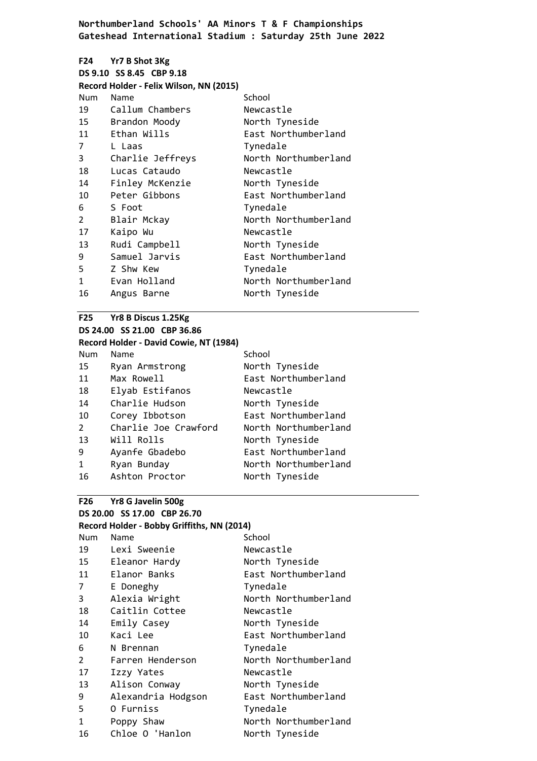**Northumberland Schools' AA Minors T & F Championships**
**Gateshead International Stadium : Saturday 25th June 2022**

### F24 Yr7 B Shot 3Kg

**DS 9.10 SS 8.45 CBP 9.18**

**Record Holder - Felix Wilson, NN (2015)**

| Num | Name | School |
|---|---|---|
| 19 | Callum Chambers | Newcastle |
| 15 | Brandon Moody | North Tyneside |
| 11 | Ethan Wills | East Northumberland |
| 7 | L Laas | Tynedale |
| 3 | Charlie Jeffreys | North Northumberland |
| 18 | Lucas Cataudo | Newcastle |
| 14 | Finley McKenzie | North Tyneside |
| 10 | Peter Gibbons | East Northumberland |
| 6 | S Foot | Tynedale |
| 2 | Blair Mckay | North Northumberland |
| 17 | Kaipo Wu | Newcastle |
| 13 | Rudi Campbell | North Tyneside |
| 9 | Samuel Jarvis | East Northumberland |
| 5 | Z Shw Kew | Tynedale |
| 1 | Evan Holland | North Northumberland |
| 16 | Angus Barne | North Tyneside |

### F25 Yr8 B Discus 1.25Kg

**DS 24.00 SS 21.00 CBP 36.86**

**Record Holder - David Cowie, NT (1984)**

| Num | Name | School |
|---|---|---|
| 15 | Ryan Armstrong | North Tyneside |
| 11 | Max Rowell | East Northumberland |
| 18 | Elyab Estifanos | Newcastle |
| 14 | Charlie Hudson | North Tyneside |
| 10 | Corey Ibbotson | East Northumberland |
| 2 | Charlie Joe Crawford | North Northumberland |
| 13 | Will Rolls | North Tyneside |
| 9 | Ayanfe Gbadebo | East Northumberland |
| 1 | Ryan Bunday | North Northumberland |
| 16 | Ashton Proctor | North Tyneside |

### F26 Yr8 G Javelin 500g

**DS 20.00 SS 17.00 CBP 26.70**

**Record Holder - Bobby Griffiths, NN (2014)**

| Num | Name | School |
|---|---|---|
| 19 | Lexi Sweenie | Newcastle |
| 15 | Eleanor Hardy | North Tyneside |
| 11 | Elanor Banks | East Northumberland |
| 7 | E Doneghy | Tynedale |
| 3 | Alexia Wright | North Northumberland |
| 18 | Caitlin Cottee | Newcastle |
| 14 | Emily Casey | North Tyneside |
| 10 | Kaci Lee | East Northumberland |
| 6 | N Brennan | Tynedale |
| 2 | Farren Henderson | North Northumberland |
| 17 | Izzy Yates | Newcastle |
| 13 | Alison Conway | North Tyneside |
| 9 | Alexandria Hodgson | East Northumberland |
| 5 | O Furniss | Tynedale |
| 1 | Poppy Shaw | North Northumberland |
| 16 | Chloe O 'Hanlon | North Tyneside |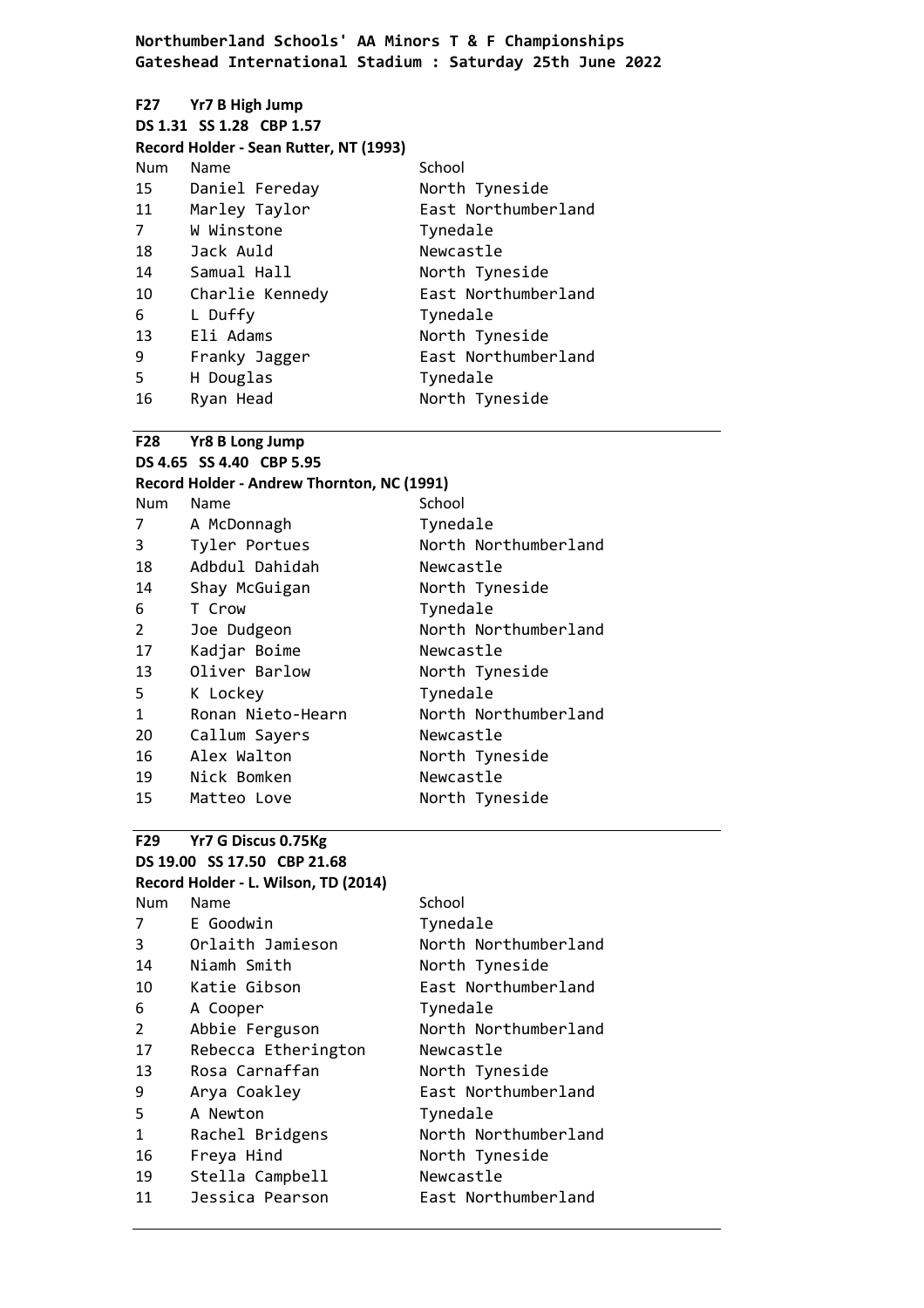**Northumberland Schools' AA Minors T & F Championships**
**Gateshead International Stadium : Saturday 25th June 2022**

**F27 Yr7 B High Jump**
**DS 1.31 SS 1.28 CBP 1.57**
**Record Holder - Sean Rutter, NT (1993)**

| Num | Name | School |
|---|---|---|
| 15 | Daniel Fereday | North Tyneside |
| 11 | Marley Taylor | East Northumberland |
| 7 | W Winstone | Tynedale |
| 18 | Jack Auld | Newcastle |
| 14 | Samual Hall | North Tyneside |
| 10 | Charlie Kennedy | East Northumberland |
| 6 | L Duffy | Tynedale |
| 13 | Eli Adams | North Tyneside |
| 9 | Franky Jagger | East Northumberland |
| 5 | H Douglas | Tynedale |
| 16 | Ryan Head | North Tyneside |

**F28 Yr8 B Long Jump**
**DS 4.65 SS 4.40 CBP 5.95**
**Record Holder - Andrew Thornton, NC (1991)**

| Num | Name | School |
|---|---|---|
| 7 | A McDonnagh | Tynedale |
| 3 | Tyler Portues | North Northumberland |
| 18 | Adbdul Dahidah | Newcastle |
| 14 | Shay McGuigan | North Tyneside |
| 6 | T Crow | Tynedale |
| 2 | Joe Dudgeon | North Northumberland |
| 17 | Kadjar Boime | Newcastle |
| 13 | Oliver Barlow | North Tyneside |
| 5 | K Lockey | Tynedale |
| 1 | Ronan Nieto-Hearn | North Northumberland |
| 20 | Callum Sayers | Newcastle |
| 16 | Alex Walton | North Tyneside |
| 19 | Nick Bomken | Newcastle |
| 15 | Matteo Love | North Tyneside |

**F29 Yr7 G Discus 0.75Kg**
**DS 19.00 SS 17.50 CBP 21.68**
**Record Holder - L. Wilson, TD (2014)**

| Num | Name | School |
|---|---|---|
| 7 | E Goodwin | Tynedale |
| 3 | Orlaith Jamieson | North Northumberland |
| 14 | Niamh Smith | North Tyneside |
| 10 | Katie Gibson | East Northumberland |
| 6 | A Cooper | Tynedale |
| 2 | Abbie Ferguson | North Northumberland |
| 17 | Rebecca Etherington | Newcastle |
| 13 | Rosa Carnaffan | North Tyneside |
| 9 | Arya Coakley | East Northumberland |
| 5 | A Newton | Tynedale |
| 1 | Rachel Bridgens | North Northumberland |
| 16 | Freya Hind | North Tyneside |
| 19 | Stella Campbell | Newcastle |
| 11 | Jessica Pearson | East Northumberland |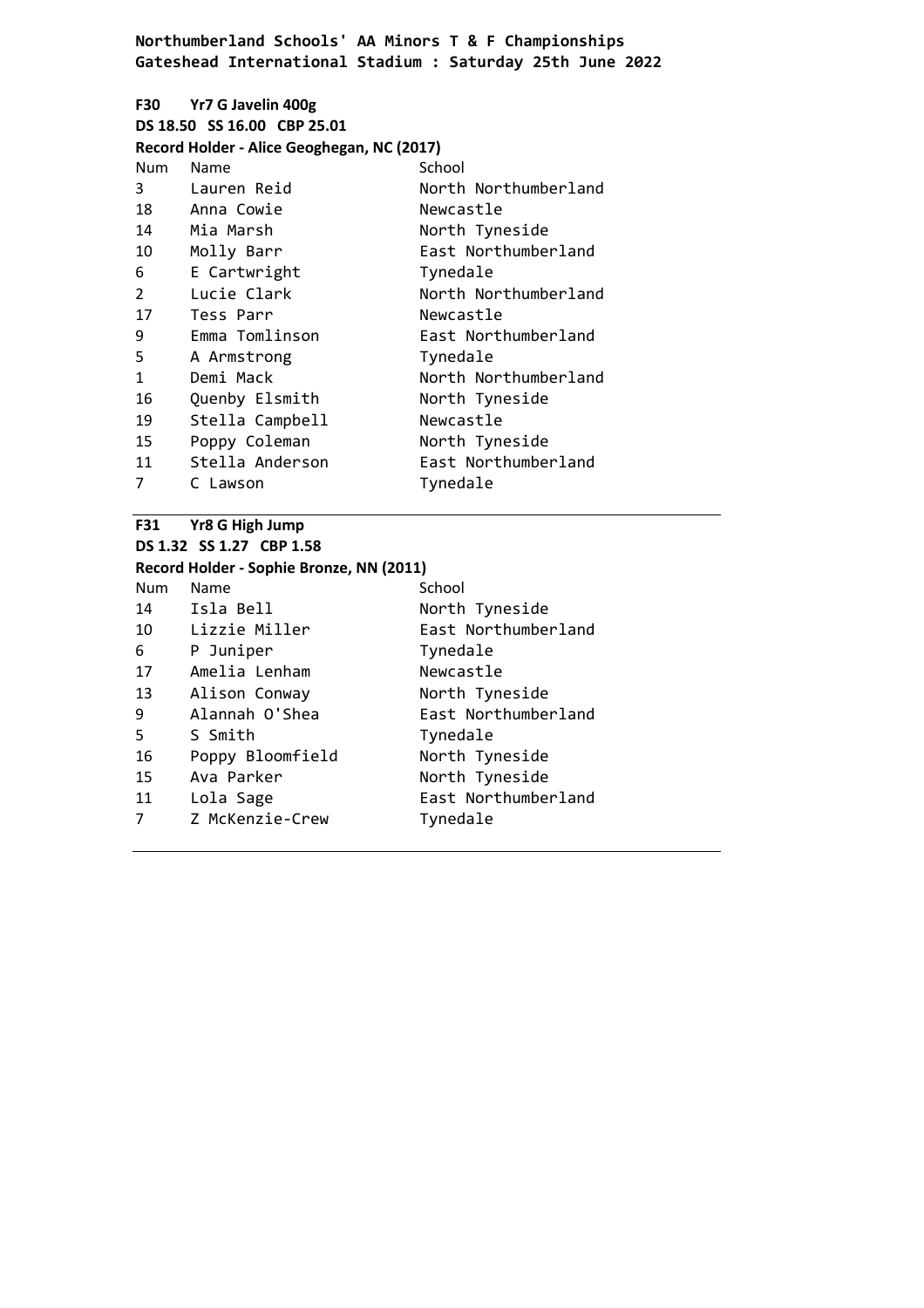**Northumberland Schools' AA Minors T & F Championships**
**Gateshead International Stadium : Saturday 25th June 2022**

**F30 Yr7 G Javelin 400g**
**DS 18.50 SS 16.00 CBP 25.01**
**Record Holder - Alice Geoghegan, NC (2017)**

| Num | Name | School |
|---|---|---|
| 3 | Lauren Reid | North Northumberland |
| 18 | Anna Cowie | Newcastle |
| 14 | Mia Marsh | North Tyneside |
| 10 | Molly Barr | East Northumberland |
| 6 | E Cartwright | Tynedale |
| 2 | Lucie Clark | North Northumberland |
| 17 | Tess Parr | Newcastle |
| 9 | Emma Tomlinson | East Northumberland |
| 5 | A Armstrong | Tynedale |
| 1 | Demi Mack | North Northumberland |
| 16 | Quenby Elsmith | North Tyneside |
| 19 | Stella Campbell | Newcastle |
| 15 | Poppy Coleman | North Tyneside |
| 11 | Stella Anderson | East Northumberland |
| 7 | C Lawson | Tynedale |

**F31 Yr8 G High Jump**
**DS 1.32 SS 1.27 CBP 1.58**
**Record Holder - Sophie Bronze, NN (2011)**

| Num | Name | School |
|---|---|---|
| 14 | Isla Bell | North Tyneside |
| 10 | Lizzie Miller | East Northumberland |
| 6 | P Juniper | Tynedale |
| 17 | Amelia Lenham | Newcastle |
| 13 | Alison Conway | North Tyneside |
| 9 | Alannah O'Shea | East Northumberland |
| 5 | S Smith | Tynedale |
| 16 | Poppy Bloomfield | North Tyneside |
| 15 | Ava Parker | North Tyneside |
| 11 | Lola Sage | East Northumberland |
| 7 | Z McKenzie-Crew | Tynedale |